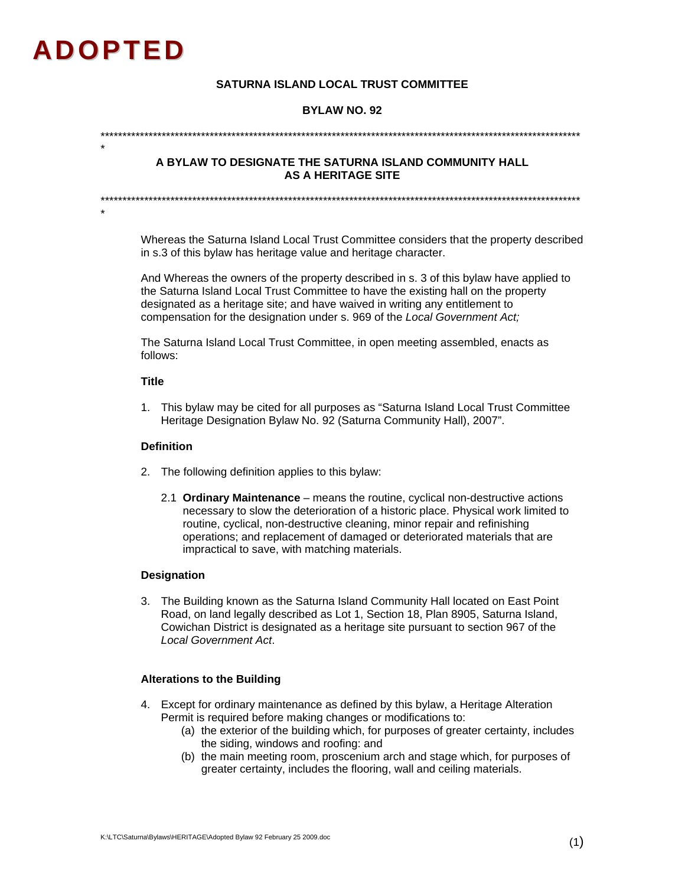# ADOPTED

**SATURNA ISLAND LOCAL TRUST COMMITTEE**

**BYLAW NO. 92**

*************************************************************************************************************

**A BYLAW TO DESIGNATE THE SATURNA ISLAND COMMUNITY HALL AS A HERITAGE SITE**

*************************************************************************************************************

Whereas the Saturna Island Local Trust Committee considers that the property described in s.3 of this bylaw has heritage value and heritage character.

And Whereas the owners of the property described in s. 3 of this bylaw have applied to the Saturna Island Local Trust Committee to have the existing hall on the property designated as a heritage site; and have waived in writing any entitlement to compensation for the designation under s. 969 of the *Local Government Act;*

The Saturna Island Local Trust Committee, in open meeting assembled, enacts as follows:

**Title**

1. This bylaw may be cited for all purposes as "Saturna Island Local Trust Committee Heritage Designation Bylaw No. 92 (Saturna Community Hall), 2007".

**Definition**

2. The following definition applies to this bylaw:

   2.1 **Ordinary Maintenance** – means the routine, cyclical non-destructive actions necessary to slow the deterioration of a historic place. Physical work limited to routine, cyclical, non-destructive cleaning, minor repair and refinishing operations; and replacement of damaged or deteriorated materials that are impractical to save, with matching materials.

**Designation**

3. The Building known as the Saturna Island Community Hall located on East Point Road, on land legally described as Lot 1, Section 18, Plan 8905, Saturna Island, Cowichan District is designated as a heritage site pursuant to section 967 of the *Local Government Act*.

**Alterations to the Building**

4. Except for ordinary maintenance as defined by this bylaw, a Heritage Alteration Permit is required before making changes or modifications to:
   (a) the exterior of the building which, for purposes of greater certainty, includes the siding, windows and roofing: and
   (b) the main meeting room, proscenium arch and stage which, for purposes of greater certainty, includes the flooring, wall and ceiling materials.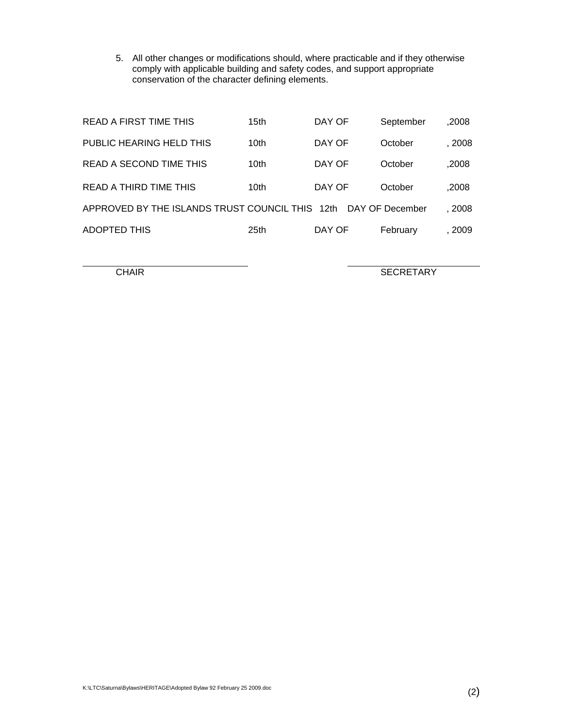5. All other changes or modifications should, where practicable and if they otherwise comply with applicable building and safety codes, and support appropriate conservation of the character defining elements.

| | | | | |
|---|---|---|---|---|
| READ A FIRST TIME THIS | 15th | DAY OF | September | ,2008 |
| PUBLIC HEARING HELD THIS | 10th | DAY OF | October | , 2008 |
| READ A SECOND TIME THIS | 10th | DAY OF | October | ,2008 |
| READ A THIRD TIME THIS | 10th | DAY OF | October | ,2008 |
| APPROVED BY THE ISLANDS TRUST COUNCIL THIS | 12th | DAY OF | December | , 2008 |
| ADOPTED THIS | 25th | DAY OF | February | , 2009 |

\_\_\_\_\_\_\_\_\_\_\_\_\_\_\_\_\_\_\_\_\_\_\_\_\_\_\_\_\_\_ CHAIR

\_\_\_\_\_\_\_\_\_\_\_\_\_\_\_\_\_\_\_\_\_\_\_\_\_\_\_\_\_\_ SECRETARY

K:\LTC\Saturna\Bylaws\HERITAGE\Adopted Bylaw 92 February 25 2009.doc